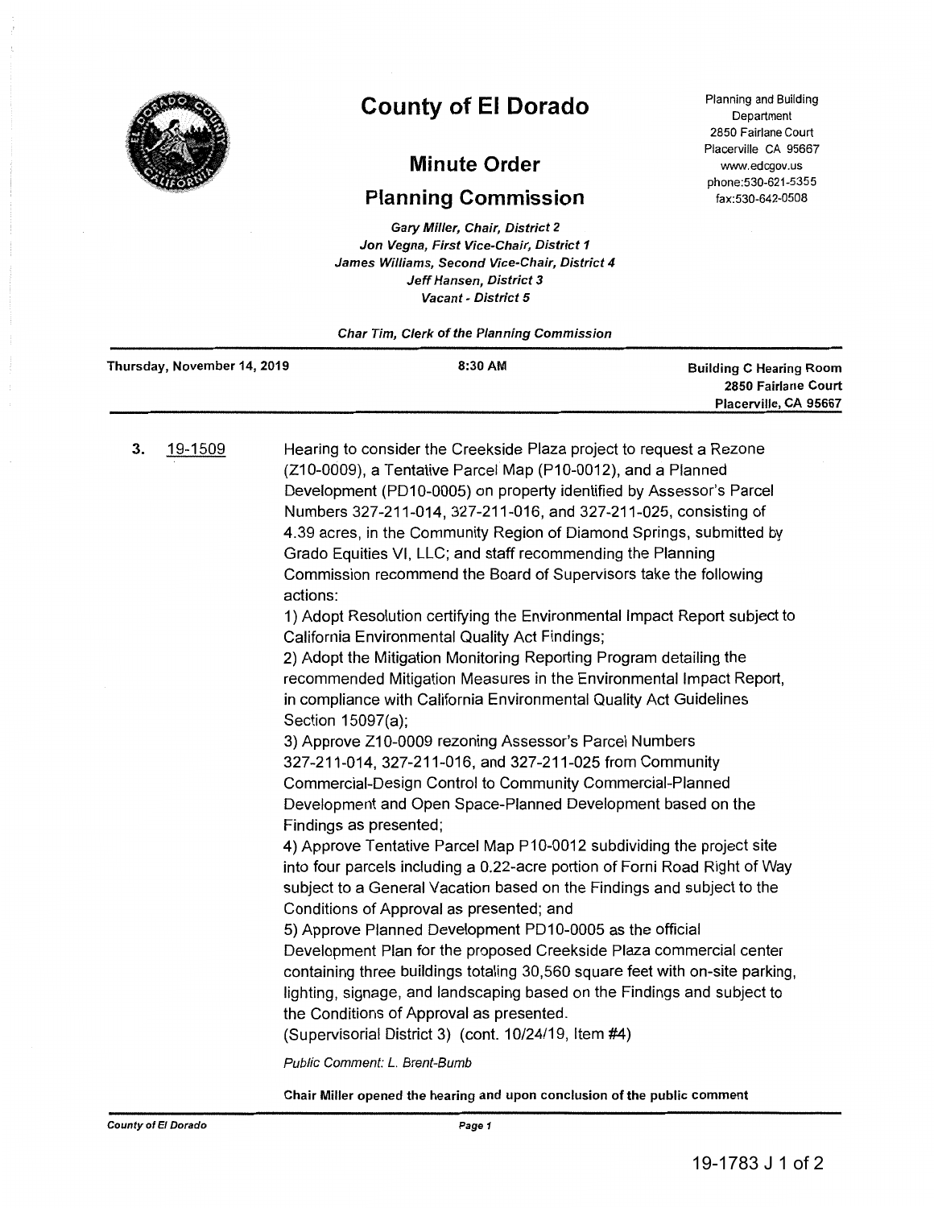# County of El Dorado

## Minute Order

## Planning Commission

Planning and Building Department
2850 Fairlane Court
Placerville CA 95667
www.edcgov.us
phone:530-621-5355
fax:530-642-0508

*Gary Miller, Chair, District 2*
*Jon Vegna, First Vice-Chair, District 1*
*James Williams, Second Vice-Chair, District 4*
*Jeff Hansen, District 3*
*Vacant - District 5*

*Char Tim, Clerk of the Planning Commission*

**Thursday, November 14, 2019** | **8:30 AM** | **Building C Hearing Room, 2850 Fairlane Court, Placerville, CA 95667**

**3.** 19-1509

Hearing to consider the Creekside Plaza project to request a Rezone (Z10-0009), a Tentative Parcel Map (P10-0012), and a Planned Development (PD10-0005) on property identified by Assessor's Parcel Numbers 327-211-014, 327-211-016, and 327-211-025, consisting of 4.39 acres, in the Community Region of Diamond Springs, submitted by Grado Equities VI, LLC; and staff recommending the Planning Commission recommend the Board of Supervisors take the following actions:

1) Adopt Resolution certifying the Environmental Impact Report subject to California Environmental Quality Act Findings;

2) Adopt the Mitigation Monitoring Reporting Program detailing the recommended Mitigation Measures in the Environmental Impact Report, in compliance with California Environmental Quality Act Guidelines Section 15097(a);

3) Approve Z10-0009 rezoning Assessor's Parcel Numbers 327-211-014, 327-211-016, and 327-211-025 from Community Commercial-Design Control to Community Commercial-Planned Development and Open Space-Planned Development based on the Findings as presented;

4) Approve Tentative Parcel Map P10-0012 subdividing the project site into four parcels including a 0.22-acre portion of Forni Road Right of Way subject to a General Vacation based on the Findings and subject to the Conditions of Approval as presented; and

5) Approve Planned Development PD10-0005 as the official Development Plan for the proposed Creekside Plaza commercial center containing three buildings totaling 30,560 square feet with on-site parking, lighting, signage, and landscaping based on the Findings and subject to the Conditions of Approval as presented.

(Supervisorial District 3) (cont. 10/24/19, Item #4)

*Public Comment: L. Brent-Bumb*

**Chair Miller opened the hearing and upon conclusion of the public comment**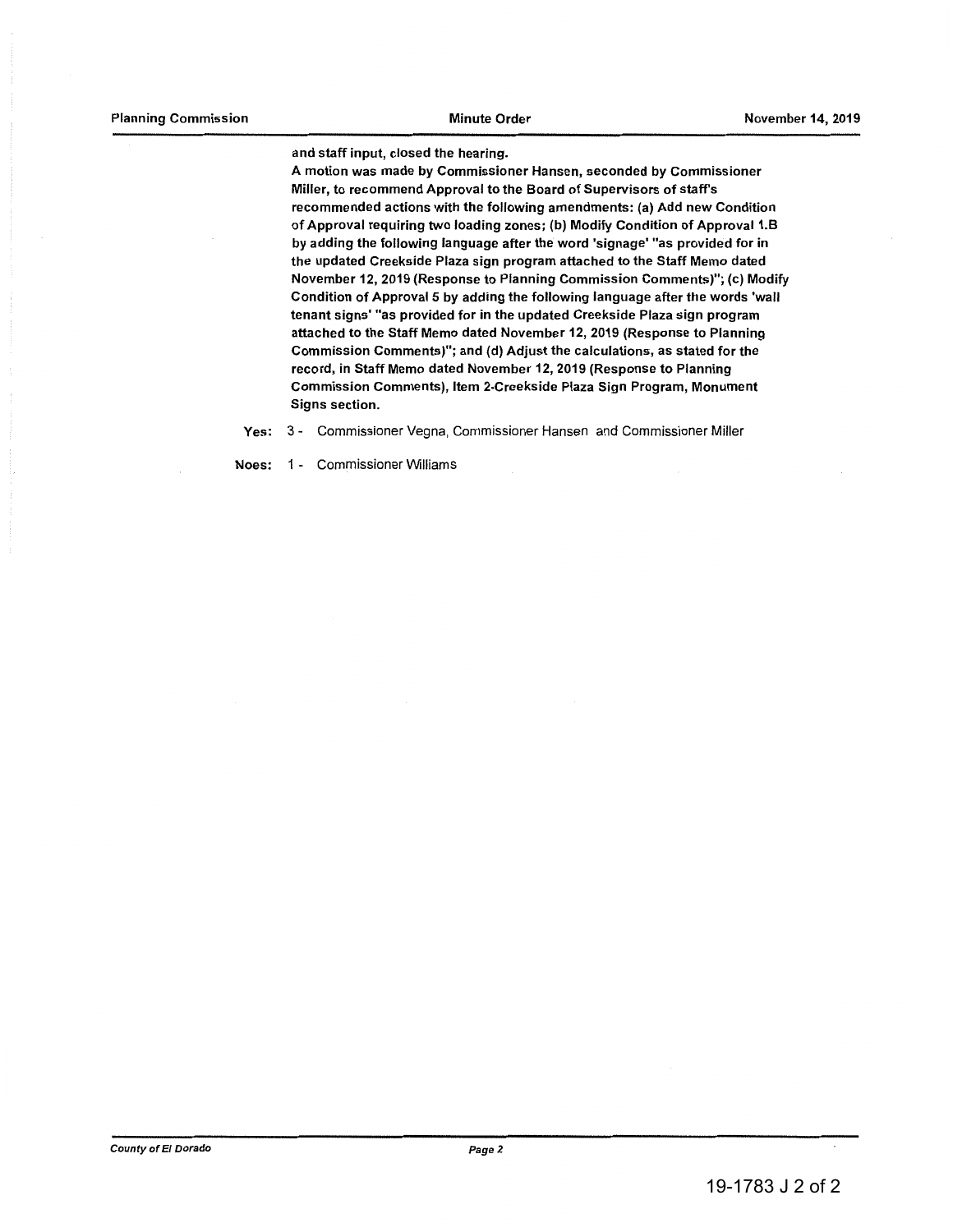**and staff input, closed the hearing.**

**A motion was made by Commissioner Hansen, seconded by Commissioner Miller, to recommend Approval to the Board of Supervisors of staff's recommended actions with the following amendments: (a) Add new Condition of Approval requiring two loading zones; (b) Modify Condition of Approval 1.B by adding the following language after the word 'signage' "as provided for in the updated Creekside Plaza sign program attached to the Staff Memo dated November 12, 2019 (Response to Planning Commission Comments)"; (c) Modify Condition of Approval 5 by adding the following language after the words 'wall tenant signs' "as provided for in the updated Creekside Plaza sign program attached to the Staff Memo dated November 12, 2019 (Response to Planning Commission Comments)"; and (d) Adjust the calculations, as stated for the record, in Staff Memo dated November 12, 2019 (Response to Planning Commission Comments), Item 2-Creekside Plaza Sign Program, Monument Signs section.**

**Yes:** 3 - Commissioner Vegna, Commissioner Hansen and Commissioner Miller

**Noes:** 1 - Commissioner Williams